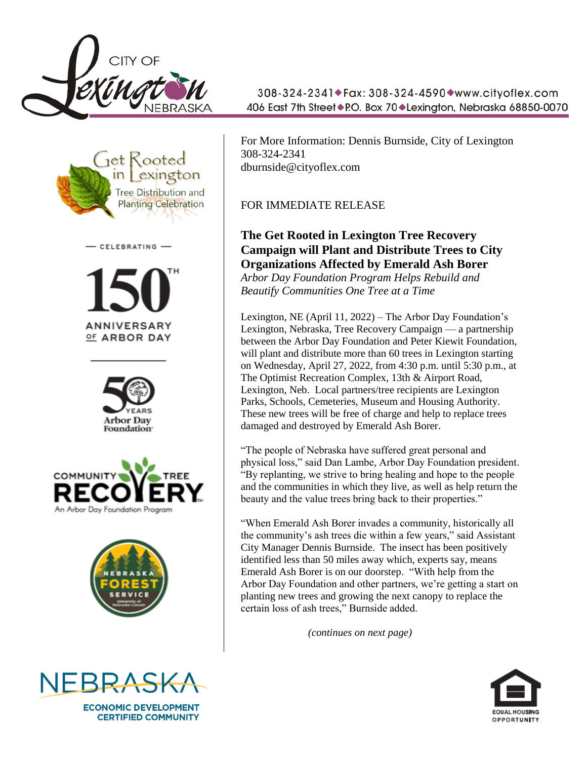CITY OF Lexington NEBRASKA

308-324-2341◆Fax: 308-324-4590◆www.cityoflex.com
406 East 7th Street◆P.O. Box 70◆Lexington, Nebraska 68850-0070

For More Information: Dennis Burnside, City of Lexington
308-324-2341
dburnside@cityoflex.com

FOR IMMEDIATE RELEASE

**The Get Rooted in Lexington Tree Recovery Campaign will Plant and Distribute Trees to City Organizations Affected by Emerald Ash Borer**

*Arbor Day Foundation Program Helps Rebuild and Beautify Communities One Tree at a Time*

Lexington, NE (April 11, 2022) – The Arbor Day Foundation's Lexington, Nebraska, Tree Recovery Campaign — a partnership between the Arbor Day Foundation and Peter Kiewit Foundation, will plant and distribute more than 60 trees in Lexington starting on Wednesday, April 27, 2022, from 4:30 p.m. until 5:30 p.m., at The Optimist Recreation Complex, 13th & Airport Road, Lexington, Neb. Local partners/tree recipients are Lexington Parks, Schools, Cemeteries, Museum and Housing Authority. These new trees will be free of charge and help to replace trees damaged and destroyed by Emerald Ash Borer.

"The people of Nebraska have suffered great personal and physical loss," said Dan Lambe, Arbor Day Foundation president. "By replanting, we strive to bring healing and hope to the people and the communities in which they live, as well as help return the beauty and the value trees bring back to their properties."

"When Emerald Ash Borer invades a community, historically all the community's ash trees die within a few years," said Assistant City Manager Dennis Burnside. The insect has been positively identified less than 50 miles away which, experts say, means Emerald Ash Borer is on our doorstep. "With help from the Arbor Day Foundation and other partners, we're getting a start on planting new trees and growing the next canopy to replace the certain loss of ash trees," Burnside added.

*(continues on next page)*

Get Rooted in Lexington Tree Distribution and Planting Celebration

— CELEBRATING — 150TH ANNIVERSARY OF ARBOR DAY

50 YEARS Arbor Day Foundation

COMMUNITY TREE RECOVERY An Arbor Day Foundation Program

NEBRASKA FOREST SERVICE University of Nebraska-Lincoln

NEBRASKA ECONOMIC DEVELOPMENT CERTIFIED COMMUNITY

EQUAL HOUSING OPPORTUNITY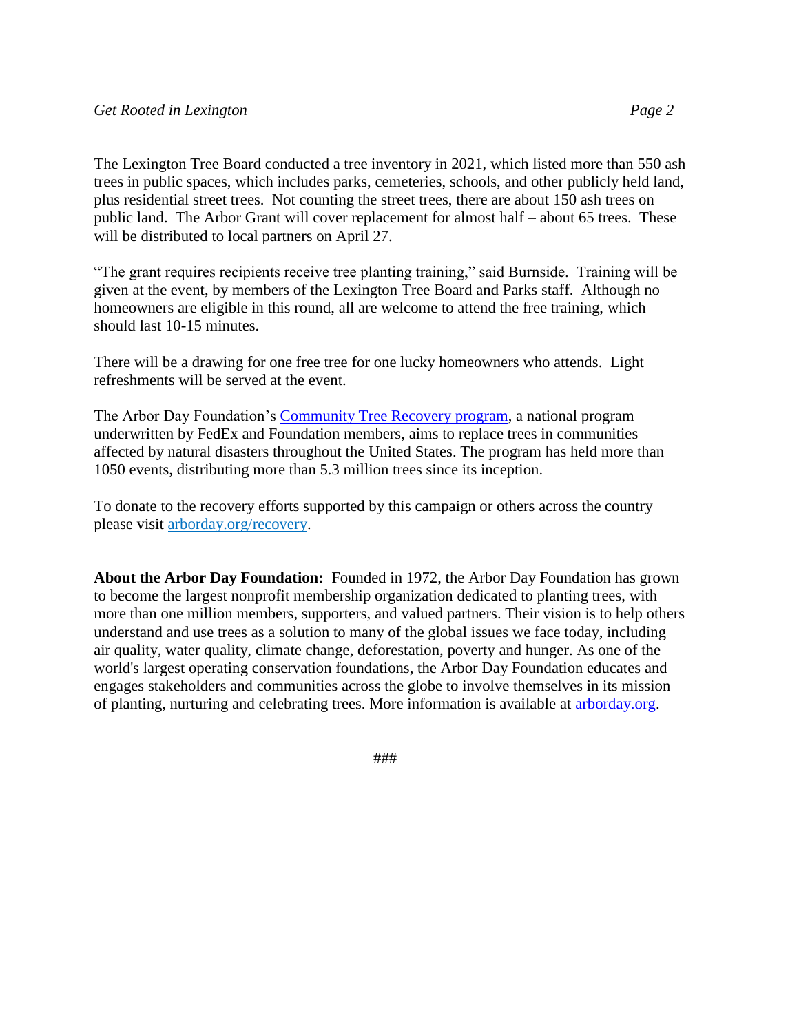The Lexington Tree Board conducted a tree inventory in 2021, which listed more than 550 ash trees in public spaces, which includes parks, cemeteries, schools, and other publicly held land, plus residential street trees. Not counting the street trees, there are about 150 ash trees on public land. The Arbor Grant will cover replacement for almost half – about 65 trees. These will be distributed to local partners on April 27.

"The grant requires recipients receive tree planting training," said Burnside. Training will be given at the event, by members of the Lexington Tree Board and Parks staff. Although no homeowners are eligible in this round, all are welcome to attend the free training, which should last 10-15 minutes.

There will be a drawing for one free tree for one lucky homeowners who attends. Light refreshments will be served at the event.

The Arbor Day Foundation's [Community Tree Recovery program](), a national program underwritten by FedEx and Foundation members, aims to replace trees in communities affected by natural disasters throughout the United States. The program has held more than 1050 events, distributing more than 5.3 million trees since its inception.

To donate to the recovery efforts supported by this campaign or others across the country please visit [arborday.org/recovery]().

**About the Arbor Day Foundation:** Founded in 1972, the Arbor Day Foundation has grown to become the largest nonprofit membership organization dedicated to planting trees, with more than one million members, supporters, and valued partners. Their vision is to help others understand and use trees as a solution to many of the global issues we face today, including air quality, water quality, climate change, deforestation, poverty and hunger. As one of the world's largest operating conservation foundations, the Arbor Day Foundation educates and engages stakeholders and communities across the globe to involve themselves in its mission of planting, nurturing and celebrating trees. More information is available at [arborday.org]().

###